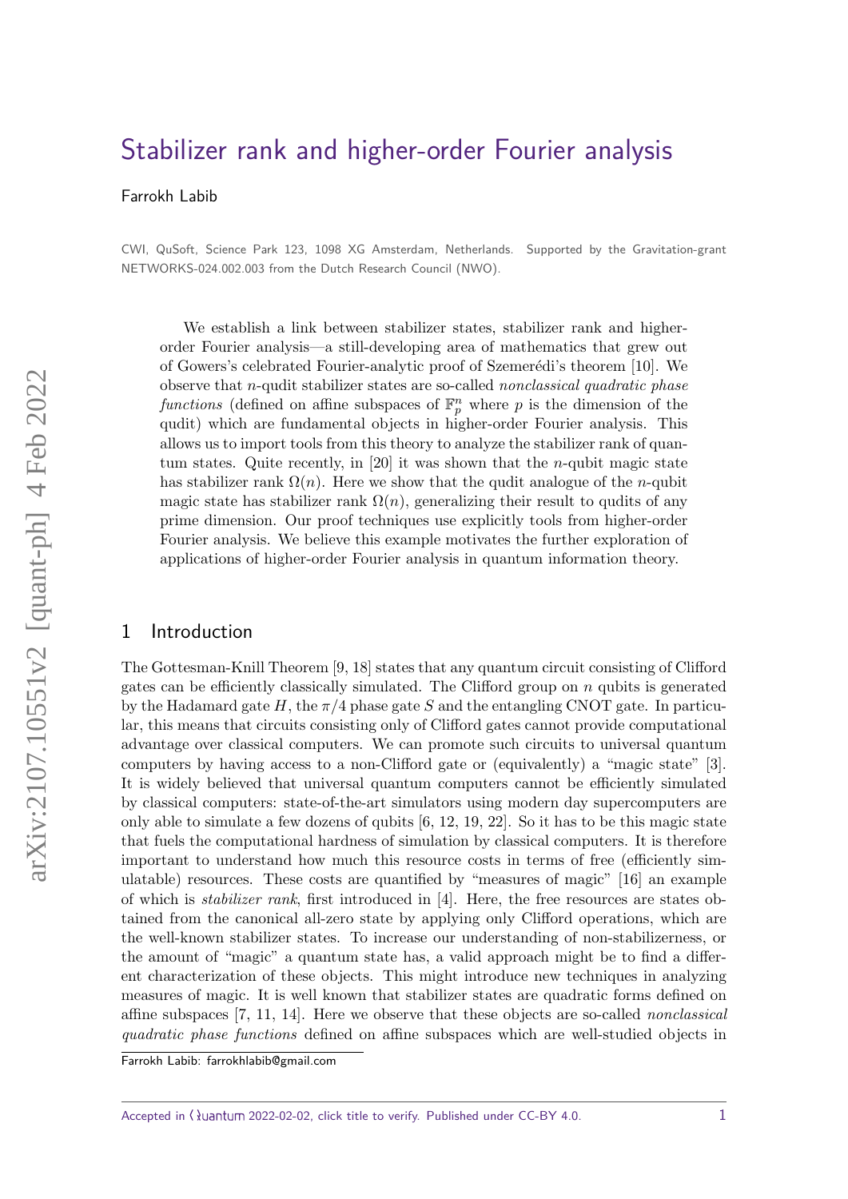# Stabilizer rank and higher-order Fourier analysis

Farrokh Labib

CWI, QuSoft, Science Park 123, 1098 XG Amsterdam, Netherlands. Supported by the Gravitation-grant NETWORKS-024.002.003 from the Dutch Research Council (NWO).

We establish a link between stabilizer states, stabilizer rank and higher-order Fourier analysis—a still-developing area of mathematics that grew out of Gowers's celebrated Fourier-analytic proof of Szemerédi's theorem [10]. We observe that $n$-qudit stabilizer states are so-called *nonclassical quadratic phase functions* (defined on affine subspaces of $\mathbb{F}_p^n$ where $p$ is the dimension of the qudit) which are fundamental objects in higher-order Fourier analysis. This allows us to import tools from this theory to analyze the stabilizer rank of quantum states. Quite recently, in [20] it was shown that the $n$-qubit magic state has stabilizer rank $\Omega(n)$. Here we show that the qudit analogue of the $n$-qubit magic state has stabilizer rank $\Omega(n)$, generalizing their result to qudits of any prime dimension. Our proof techniques use explicitly tools from higher-order Fourier analysis. We believe this example motivates the further exploration of applications of higher-order Fourier analysis in quantum information theory.

## 1 Introduction

The Gottesman-Knill Theorem [9, 18] states that any quantum circuit consisting of Clifford gates can be efficiently classically simulated. The Clifford group on $n$ qubits is generated by the Hadamard gate $H$, the $\pi/4$ phase gate $S$ and the entangling CNOT gate. In particular, this means that circuits consisting only of Clifford gates cannot provide computational advantage over classical computers. We can promote such circuits to universal quantum computers by having access to a non-Clifford gate or (equivalently) a "magic state" [3]. It is widely believed that universal quantum computers cannot be efficiently simulated by classical computers: state-of-the-art simulators using modern day supercomputers are only able to simulate a few dozens of qubits [6, 12, 19, 22]. So it has to be this magic state that fuels the computational hardness of simulation by classical computers. It is therefore important to understand how much this resource costs in terms of free (efficiently simulatable) resources. These costs are quantified by "measures of magic" [16] an example of which is *stabilizer rank*, first introduced in [4]. Here, the free resources are states obtained from the canonical all-zero state by applying only Clifford operations, which are the well-known stabilizer states. To increase our understanding of non-stabilizerness, or the amount of "magic" a quantum state has, a valid approach might be to find a different characterization of these objects. This might introduce new techniques in analyzing measures of magic. It is well known that stabilizer states are quadratic forms defined on affine subspaces [7, 11, 14]. Here we observe that these objects are so-called *nonclassical quadratic phase functions* defined on affine subspaces which are well-studied objects in

Farrokh Labib: farrokhlabib@gmail.com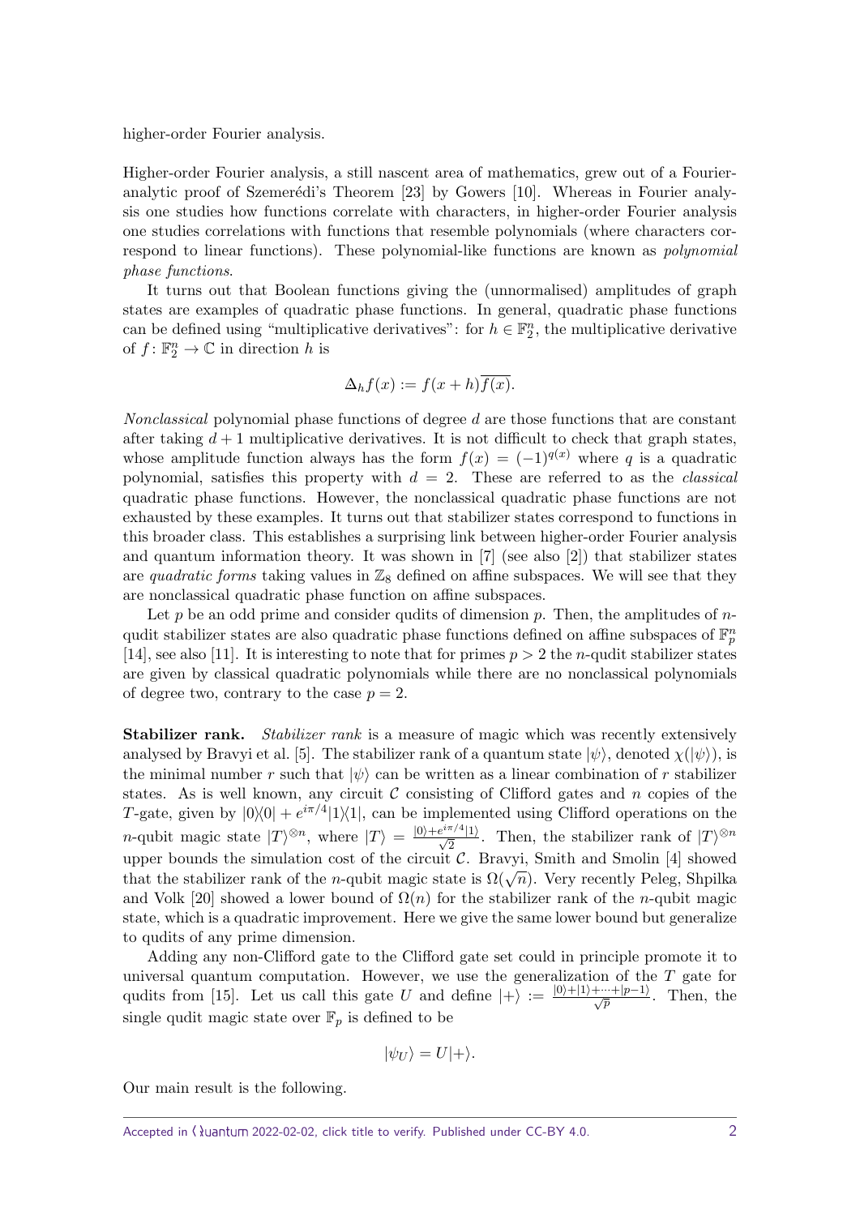higher-order Fourier analysis.

Higher-order Fourier analysis, a still nascent area of mathematics, grew out of a Fourier-analytic proof of Szemerédi's Theorem [23] by Gowers [10]. Whereas in Fourier analysis one studies how functions correlate with characters, in higher-order Fourier analysis one studies correlations with functions that resemble polynomials (where characters correspond to linear functions). These polynomial-like functions are known as *polynomial phase functions*.

It turns out that Boolean functions giving the (unnormalised) amplitudes of graph states are examples of quadratic phase functions. In general, quadratic phase functions can be defined using "multiplicative derivatives": for $h \in \mathbb{F}_2^n$, the multiplicative derivative of $f\colon \mathbb{F}_2^n \to \mathbb{C}$ in direction $h$ is

$$\Delta_h f(x) := f(x+h)\overline{f(x)}.$$

*Nonclassical* polynomial phase functions of degree $d$ are those functions that are constant after taking $d+1$ multiplicative derivatives. It is not difficult to check that graph states, whose amplitude function always has the form $f(x) = (-1)^{q(x)}$ where $q$ is a quadratic polynomial, satisfies this property with $d = 2$. These are referred to as the *classical* quadratic phase functions. However, the nonclassical quadratic phase functions are not exhausted by these examples. It turns out that stabilizer states correspond to functions in this broader class. This establishes a surprising link between higher-order Fourier analysis and quantum information theory. It was shown in [7] (see also [2]) that stabilizer states are *quadratic forms* taking values in $\mathbb{Z}_8$ defined on affine subspaces. We will see that they are nonclassical quadratic phase function on affine subspaces.

Let $p$ be an odd prime and consider qudits of dimension $p$. Then, the amplitudes of $n$-qudit stabilizer states are also quadratic phase functions defined on affine subspaces of $\mathbb{F}_p^n$ [14], see also [11]. It is interesting to note that for primes $p > 2$ the $n$-qudit stabilizer states are given by classical quadratic polynomials while there are no nonclassical polynomials of degree two, contrary to the case $p = 2$.

**Stabilizer rank.** *Stabilizer rank* is a measure of magic which was recently extensively analysed by Bravyi et al. [5]. The stabilizer rank of a quantum state $|\psi\rangle$, denoted $\chi(|\psi\rangle)$, is the minimal number $r$ such that $|\psi\rangle$ can be written as a linear combination of $r$ stabilizer states. As is well known, any circuit $\mathcal{C}$ consisting of Clifford gates and $n$ copies of the $T$-gate, given by $|0\rangle\langle 0| + e^{i\pi/4}|1\rangle\langle 1|$, can be implemented using Clifford operations on the $n$-qubit magic state $|T\rangle^{\otimes n}$, where $|T\rangle = \frac{|0\rangle + e^{i\pi/4}|1\rangle}{\sqrt{2}}$. Then, the stabilizer rank of $|T\rangle^{\otimes n}$ upper bounds the simulation cost of the circuit $\mathcal{C}$. Bravyi, Smith and Smolin [4] showed that the stabilizer rank of the $n$-qubit magic state is $\Omega(\sqrt{n})$. Very recently Peleg, Shpilka and Volk [20] showed a lower bound of $\Omega(n)$ for the stabilizer rank of the $n$-qubit magic state, which is a quadratic improvement. Here we give the same lower bound but generalize to qudits of any prime dimension.

Adding any non-Clifford gate to the Clifford gate set could in principle promote it to universal quantum computation. However, we use the generalization of the $T$ gate for qudits from [15]. Let us call this gate $U$ and define $|+\rangle := \frac{|0\rangle + |1\rangle + \cdots + |p-1\rangle}{\sqrt{p}}$. Then, the single qudit magic state over $\mathbb{F}_p$ is defined to be

$$|\psi_U\rangle = U|+\rangle.$$

Our main result is the following.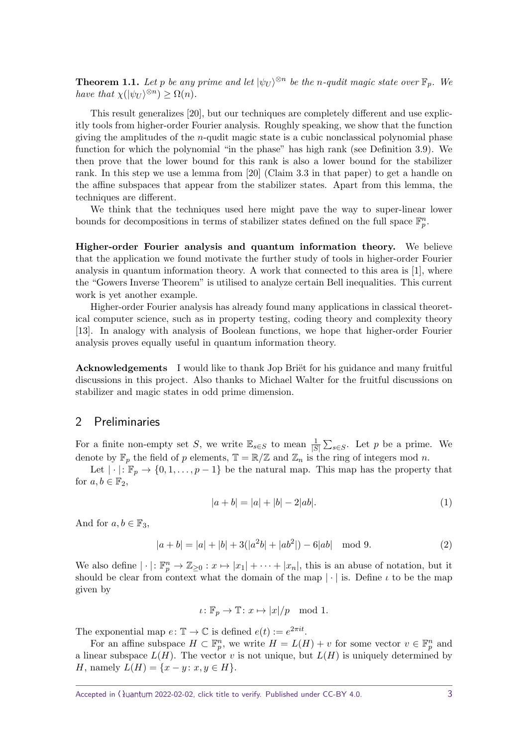**Theorem 1.1.** *Let $p$ be any prime and let $|\psi_U\rangle^{\otimes n}$ be the $n$-qudit magic state over $\mathbb{F}_p$. We have that $\chi(|\psi_U\rangle^{\otimes n}) \geq \Omega(n)$.*

This result generalizes [20], but our techniques are completely different and use explicitly tools from higher-order Fourier analysis. Roughly speaking, we show that the function giving the amplitudes of the $n$-qudit magic state is a cubic nonclassical polynomial phase function for which the polynomial "in the phase" has high rank (see Definition 3.9). We then prove that the lower bound for this rank is also a lower bound for the stabilizer rank. In this step we use a lemma from [20] (Claim 3.3 in that paper) to get a handle on the affine subspaces that appear from the stabilizer states. Apart from this lemma, the techniques are different.

We think that the techniques used here might pave the way to super-linear lower bounds for decompositions in terms of stabilizer states defined on the full space $\mathbb{F}_p^n$.

**Higher-order Fourier analysis and quantum information theory.** We believe that the application we found motivate the further study of tools in higher-order Fourier analysis in quantum information theory. A work that connected to this area is [1], where the "Gowers Inverse Theorem" is utilised to analyze certain Bell inequalities. This current work is yet another example.

Higher-order Fourier analysis has already found many applications in classical theoretical computer science, such as in property testing, coding theory and complexity theory [13]. In analogy with analysis of Boolean functions, we hope that higher-order Fourier analysis proves equally useful in quantum information theory.

**Acknowledgements** I would like to thank Jop Briët for his guidance and many fruitful discussions in this project. Also thanks to Michael Walter for the fruitful discussions on stabilizer and magic states in odd prime dimension.

## 2 Preliminaries

For a finite non-empty set $S$, we write $\mathbb{E}_{s\in S}$ to mean $\frac{1}{|S|}\sum_{s\in S}$. Let $p$ be a prime. We denote by $\mathbb{F}_p$ the field of $p$ elements, $\mathbb{T} = \mathbb{R}/\mathbb{Z}$ and $\mathbb{Z}_n$ is the ring of integers mod $n$.

Let $|\cdot|\colon \mathbb{F}_p \to \{0, 1, \dots, p-1\}$ be the natural map. This map has the property that for $a, b \in \mathbb{F}_2$,

$$|a + b| = |a| + |b| - 2|ab|. \tag{1}$$

And for $a, b \in \mathbb{F}_3$,

$$|a + b| = |a| + |b| + 3(|a^2b| + |ab^2|) - 6|ab| \mod 9. \tag{2}$$

We also define $|\cdot|\colon \mathbb{F}_p^n \to \mathbb{Z}_{\geq 0} : x \mapsto |x_1| + \cdots + |x_n|$, this is an abuse of notation, but it should be clear from context what the domain of the map $|\cdot|$ is. Define $\iota$ to be the map given by

$$\iota\colon \mathbb{F}_p \to \mathbb{T}\colon x \mapsto |x|/p \mod 1.$$

The exponential map $e\colon \mathbb{T} \to \mathbb{C}$ is defined $e(t) := e^{2\pi i t}$.

For an affine subspace $H \subset \mathbb{F}_p^n$, we write $H = L(H) + v$ for some vector $v \in \mathbb{F}_p^n$ and a linear subspace $L(H)$. The vector $v$ is not unique, but $L(H)$ is uniquely determined by $H$, namely $L(H) = \{x - y \colon x, y \in H\}$.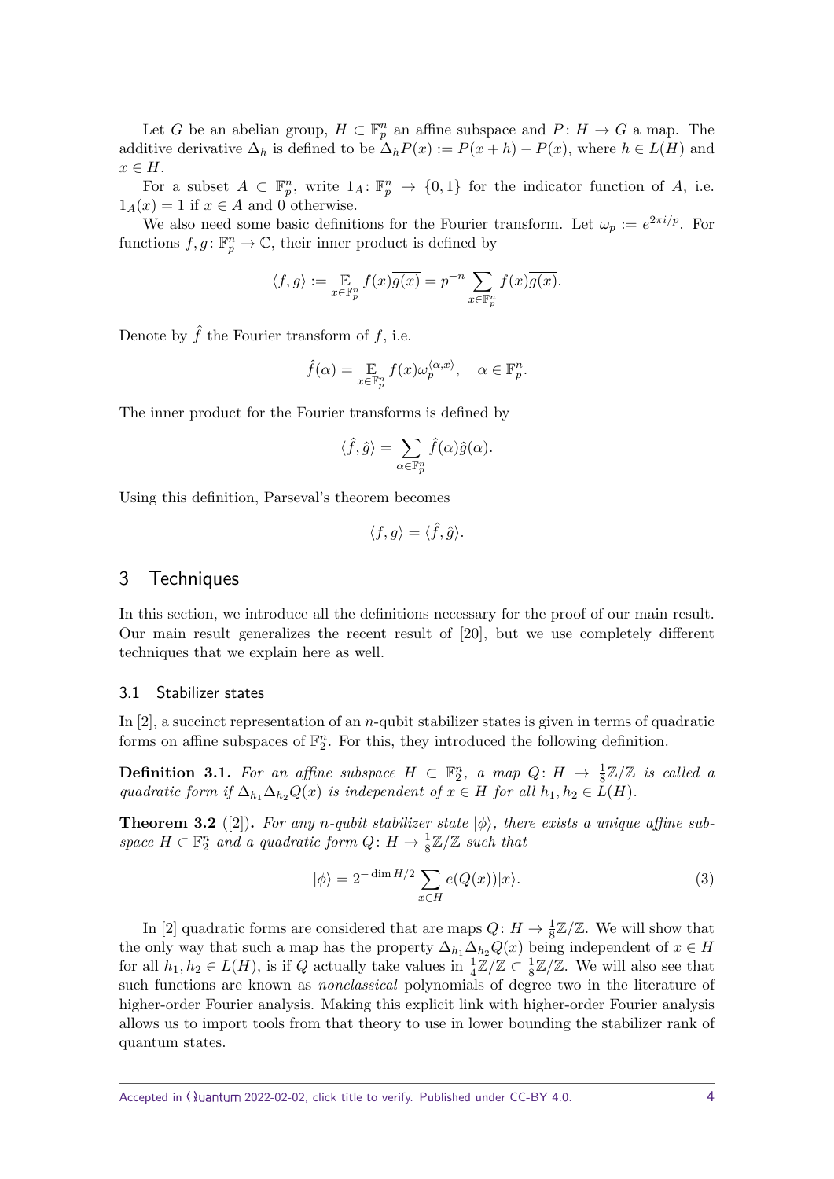Let $G$ be an abelian group, $H \subset \mathbb{F}_p^n$ an affine subspace and $P\colon H \to G$ a map. The additive derivative $\Delta_h$ is defined to be $\Delta_h P(x) := P(x+h) - P(x)$, where $h \in L(H)$ and $x \in H$.

For a subset $A \subset \mathbb{F}_p^n$, write $1_A\colon \mathbb{F}_p^n \to \{0,1\}$ for the indicator function of $A$, i.e. $1_A(x) = 1$ if $x \in A$ and 0 otherwise.

We also need some basic definitions for the Fourier transform. Let $\omega_p := e^{2\pi i/p}$. For functions $f, g\colon \mathbb{F}_p^n \to \mathbb{C}$, their inner product is defined by

$$\langle f, g \rangle := \mathop{\mathbb{E}}_{x \in \mathbb{F}_p^n} f(x)\overline{g(x)} = p^{-n} \sum_{x \in \mathbb{F}_p^n} f(x)\overline{g(x)}.$$

Denote by $\hat{f}$ the Fourier transform of $f$, i.e.

$$\hat{f}(\alpha) = \mathop{\mathbb{E}}_{x \in \mathbb{F}_p^n} f(x)\omega_p^{\langle \alpha, x \rangle}, \quad \alpha \in \mathbb{F}_p^n.$$

The inner product for the Fourier transforms is defined by

$$\langle \hat{f}, \hat{g} \rangle = \sum_{\alpha \in \mathbb{F}_p^n} \hat{f}(\alpha)\overline{\hat{g}(\alpha)}.$$

Using this definition, Parseval's theorem becomes

$$\langle f, g \rangle = \langle \hat{f}, \hat{g} \rangle.$$

# 3 Techniques

In this section, we introduce all the definitions necessary for the proof of our main result. Our main result generalizes the recent result of [20], but we use completely different techniques that we explain here as well.

## 3.1 Stabilizer states

In [2], a succinct representation of an $n$-qubit stabilizer states is given in terms of quadratic forms on affine subspaces of $\mathbb{F}_2^n$. For this, they introduced the following definition.

**Definition 3.1.** *For an affine subspace $H \subset \mathbb{F}_2^n$, a map $Q\colon H \to \frac{1}{8}\mathbb{Z}/\mathbb{Z}$ is called a quadratic form if $\Delta_{h_1}\Delta_{h_2}Q(x)$ is independent of $x \in H$ for all $h_1, h_2 \in L(H)$.*

**Theorem 3.2** ([2])**.** *For any $n$-qubit stabilizer state $|\phi\rangle$, there exists a unique affine subspace $H \subset \mathbb{F}_2^n$ and a quadratic form $Q\colon H \to \frac{1}{8}\mathbb{Z}/\mathbb{Z}$ such that*

$$|\phi\rangle = 2^{-\dim H/2} \sum_{x \in H} e(Q(x))|x\rangle. \tag{3}$$

In [2] quadratic forms are considered that are maps $Q\colon H \to \frac{1}{8}\mathbb{Z}/\mathbb{Z}$. We will show that the only way that such a map has the property $\Delta_{h_1}\Delta_{h_2}Q(x)$ being independent of $x \in H$ for all $h_1, h_2 \in L(H)$, is if $Q$ actually take values in $\frac{1}{4}\mathbb{Z}/\mathbb{Z} \subset \frac{1}{8}\mathbb{Z}/\mathbb{Z}$. We will also see that such functions are known as *nonclassical* polynomials of degree two in the literature of higher-order Fourier analysis. Making this explicit link with higher-order Fourier analysis allows us to import tools from that theory to use in lower bounding the stabilizer rank of quantum states.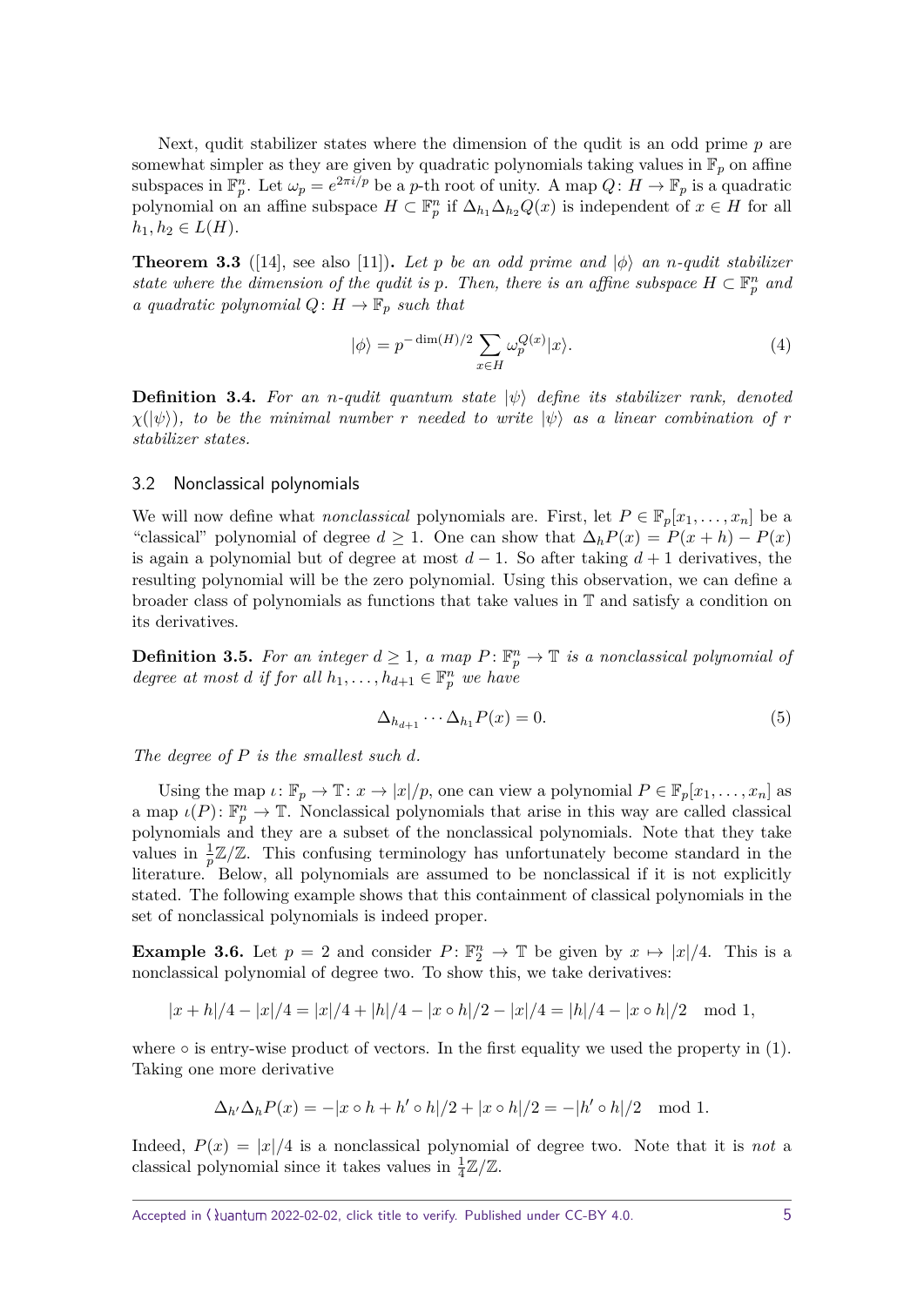Next, qudit stabilizer states where the dimension of the qudit is an odd prime $p$ are somewhat simpler as they are given by quadratic polynomials taking values in $\mathbb{F}_p$ on affine subspaces in $\mathbb{F}_p^n$. Let $\omega_p = e^{2\pi i/p}$ be a $p$-th root of unity. A map $Q\colon H \to \mathbb{F}_p$ is a quadratic polynomial on an affine subspace $H \subset \mathbb{F}_p^n$ if $\Delta_{h_1}\Delta_{h_2}Q(x)$ is independent of $x \in H$ for all $h_1, h_2 \in L(H)$.

**Theorem 3.3** ([14], see also [11])**.** *Let $p$ be an odd prime and $|\phi\rangle$ an $n$-qudit stabilizer state where the dimension of the qudit is $p$. Then, there is an affine subspace $H \subset \mathbb{F}_p^n$ and a quadratic polynomial $Q\colon H \to \mathbb{F}_p$ such that*

$$|\phi\rangle = p^{-\dim(H)/2} \sum_{x \in H} \omega_p^{Q(x)} |x\rangle. \tag{4}$$

**Definition 3.4.** *For an $n$-qudit quantum state $|\psi\rangle$ define its stabilizer rank, denoted $\chi(|\psi\rangle)$, to be the minimal number $r$ needed to write $|\psi\rangle$ as a linear combination of $r$ stabilizer states.*

## 3.2 Nonclassical polynomials

We will now define what *nonclassical* polynomials are. First, let $P \in \mathbb{F}_p[x_1, \dots, x_n]$ be a "classical" polynomial of degree $d \geq 1$. One can show that $\Delta_h P(x) = P(x+h) - P(x)$ is again a polynomial but of degree at most $d-1$. So after taking $d+1$ derivatives, the resulting polynomial will be the zero polynomial. Using this observation, we can define a broader class of polynomials as functions that take values in $\mathbb{T}$ and satisfy a condition on its derivatives.

**Definition 3.5.** *For an integer $d \geq 1$, a map $P\colon \mathbb{F}_p^n \to \mathbb{T}$ is a nonclassical polynomial of degree at most $d$ if for all $h_1, \dots, h_{d+1} \in \mathbb{F}_p^n$ we have*

$$\Delta_{h_{d+1}} \cdots \Delta_{h_1} P(x) = 0. \tag{5}$$

*The degree of $P$ is the smallest such $d$.*

Using the map $\iota\colon \mathbb{F}_p \to \mathbb{T}\colon x \to |x|/p$, one can view a polynomial $P \in \mathbb{F}_p[x_1, \dots, x_n]$ as a map $\iota(P)\colon \mathbb{F}_p^n \to \mathbb{T}$. Nonclassical polynomials that arise in this way are called classical polynomials and they are a subset of the nonclassical polynomials. Note that they take values in $\frac{1}{p}\mathbb{Z}/\mathbb{Z}$. This confusing terminology has unfortunately become standard in the literature. Below, all polynomials are assumed to be nonclassical if it is not explicitly stated. The following example shows that this containment of classical polynomials in the set of nonclassical polynomials is indeed proper.

**Example 3.6.** Let $p = 2$ and consider $P\colon \mathbb{F}_2^n \to \mathbb{T}$ be given by $x \mapsto |x|/4$. This is a nonclassical polynomial of degree two. To show this, we take derivatives:

$$|x+h|/4 - |x|/4 = |x|/4 + |h|/4 - |x \circ h|/2 - |x|/4 = |h|/4 - |x \circ h|/2 \mod 1,$$

where $\circ$ is entry-wise product of vectors. In the first equality we used the property in (1). Taking one more derivative

$$\Delta_{h'}\Delta_h P(x) = -|x \circ h + h' \circ h|/2 + |x \circ h|/2 = -|h' \circ h|/2 \mod 1.$$

Indeed, $P(x) = |x|/4$ is a nonclassical polynomial of degree two. Note that it is *not* a classical polynomial since it takes values in $\frac{1}{4}\mathbb{Z}/\mathbb{Z}$.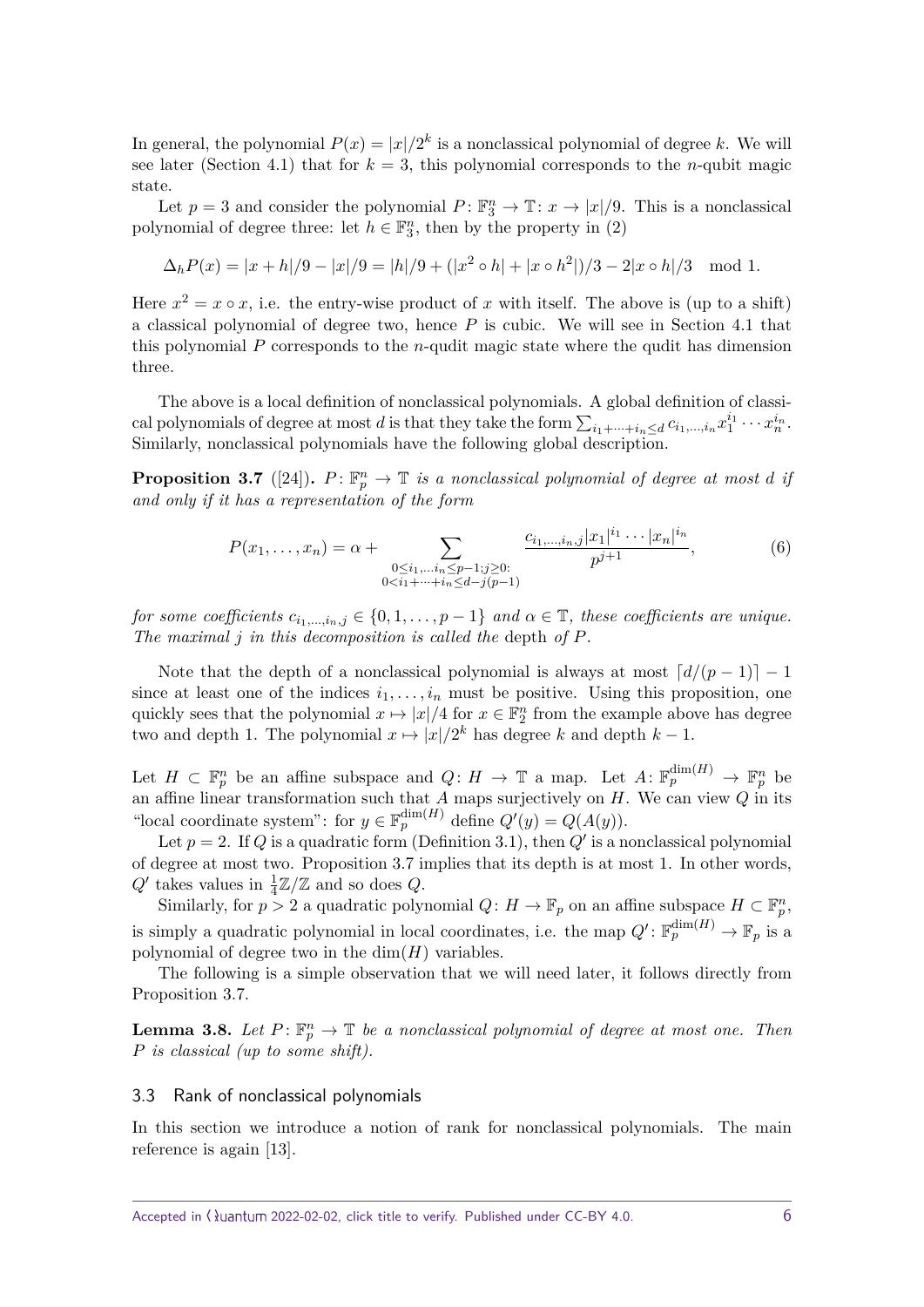In general, the polynomial $P(x) = |x|/2^k$ is a nonclassical polynomial of degree $k$. We will see later (Section 4.1) that for $k = 3$, this polynomial corresponds to the $n$-qubit magic state.

Let $p = 3$ and consider the polynomial $P: \mathbb{F}_3^n \to \mathbb{T}: x \to |x|/9$. This is a nonclassical polynomial of degree three: let $h \in \mathbb{F}_3^n$, then by the property in (2)

$$\Delta_h P(x) = |x + h|/9 - |x|/9 = |h|/9 + (|x^2 \circ h| + |x \circ h^2|)/3 - 2|x \circ h|/3 \mod 1.$$

Here $x^2 = x \circ x$, i.e. the entry-wise product of $x$ with itself. The above is (up to a shift) a classical polynomial of degree two, hence $P$ is cubic. We will see in Section 4.1 that this polynomial $P$ corresponds to the $n$-qudit magic state where the qudit has dimension three.

The above is a local definition of nonclassical polynomials. A global definition of classical polynomials of degree at most $d$ is that they take the form $\sum_{i_1+\cdots+i_n \leq d} c_{i_1,\ldots,i_n} x_1^{i_1} \cdots x_n^{i_n}$. Similarly, nonclassical polynomials have the following global description.

**Proposition 3.7** ([24])**.** *$P: \mathbb{F}_p^n \to \mathbb{T}$ is a nonclassical polynomial of degree at most $d$ if and only if it has a representation of the form*

$$P(x_1, \ldots, x_n) = \alpha + \sum_{\substack{0 \leq i_1, \ldots i_n \leq p-1; j \geq 0: \\ 0 < i_1 + \cdots + i_n \leq d - j(p-1)}} \frac{c_{i_1,\ldots,i_n,j} |x_1|^{i_1} \cdots |x_n|^{i_n}}{p^{j+1}}, \tag{6}$$

*for some coefficients $c_{i_1,\ldots,i_n,j} \in \{0, 1, \ldots, p-1\}$ and $\alpha \in \mathbb{T}$, these coefficients are unique. The maximal $j$ in this decomposition is called the* depth *of $P$.*

Note that the depth of a nonclassical polynomial is always at most $\lceil d/(p-1) \rceil - 1$ since at least one of the indices $i_1, \ldots, i_n$ must be positive. Using this proposition, one quickly sees that the polynomial $x \mapsto |x|/4$ for $x \in \mathbb{F}_2^n$ from the example above has degree two and depth 1. The polynomial $x \mapsto |x|/2^k$ has degree $k$ and depth $k - 1$.

Let $H \subset \mathbb{F}_p^n$ be an affine subspace and $Q: H \to \mathbb{T}$ a map. Let $A: \mathbb{F}_p^{\dim(H)} \to \mathbb{F}_p^n$ be an affine linear transformation such that $A$ maps surjectively on $H$. We can view $Q$ in its "local coordinate system": for $y \in \mathbb{F}_p^{\dim(H)}$ define $Q'(y) = Q(A(y))$.

Let $p = 2$. If $Q$ is a quadratic form (Definition 3.1), then $Q'$ is a nonclassical polynomial of degree at most two. Proposition 3.7 implies that its depth is at most 1. In other words, $Q'$ takes values in $\frac{1}{4}\mathbb{Z}/\mathbb{Z}$ and so does $Q$.

Similarly, for $p > 2$ a quadratic polynomial $Q: H \to \mathbb{F}_p$ on an affine subspace $H \subset \mathbb{F}_p^n$, is simply a quadratic polynomial in local coordinates, i.e. the map $Q': \mathbb{F}_p^{\dim(H)} \to \mathbb{F}_p$ is a polynomial of degree two in the $\dim(H)$ variables.

The following is a simple observation that we will need later, it follows directly from Proposition 3.7.

**Lemma 3.8.** *Let $P: \mathbb{F}_p^n \to \mathbb{T}$ be a nonclassical polynomial of degree at most one. Then $P$ is classical (up to some shift).*

### 3.3 Rank of nonclassical polynomials

In this section we introduce a notion of rank for nonclassical polynomials. The main reference is again [13].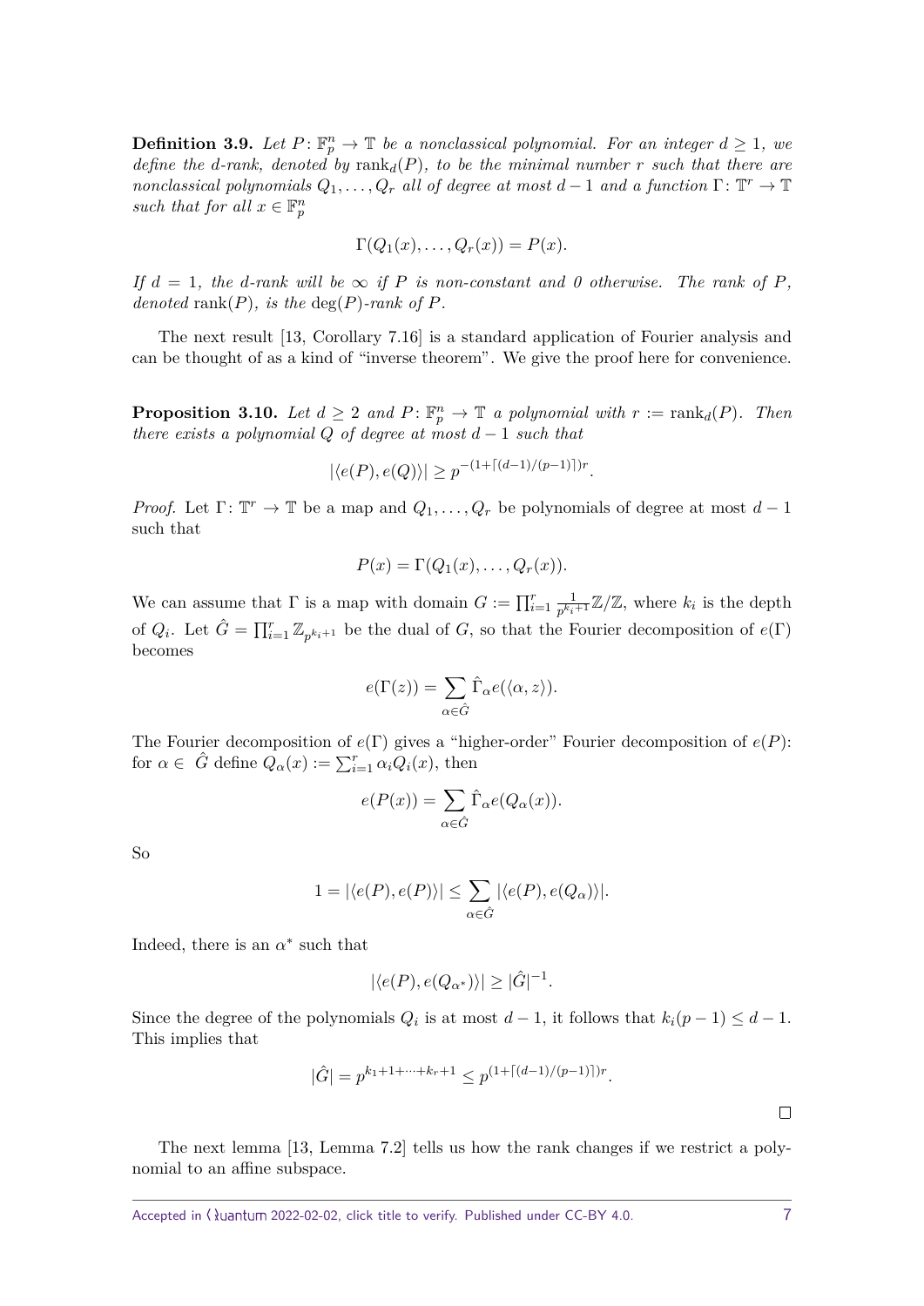**Definition 3.9.** *Let $P\colon \mathbb{F}_p^n \to \mathbb{T}$ be a nonclassical polynomial. For an integer $d \geq 1$, we define the $d$-rank, denoted by $\operatorname{rank}_d(P)$, to be the minimal number $r$ such that there are nonclassical polynomials $Q_1, \ldots, Q_r$ all of degree at most $d-1$ and a function $\Gamma\colon \mathbb{T}^r \to \mathbb{T}$ such that for all $x \in \mathbb{F}_p^n$*

$$\Gamma(Q_1(x), \ldots, Q_r(x)) = P(x).$$

*If $d = 1$, the $d$-rank will be $\infty$ if $P$ is non-constant and $0$ otherwise. The rank of $P$, denoted $\operatorname{rank}(P)$, is the $\deg(P)$-rank of $P$.*

The next result [13, Corollary 7.16] is a standard application of Fourier analysis and can be thought of as a kind of "inverse theorem". We give the proof here for convenience.

**Proposition 3.10.** *Let $d \geq 2$ and $P\colon \mathbb{F}_p^n \to \mathbb{T}$ a polynomial with $r := \operatorname{rank}_d(P)$. Then there exists a polynomial $Q$ of degree at most $d-1$ such that*

$$|\langle e(P), e(Q)\rangle| \geq p^{-(1+\lceil (d-1)/(p-1)\rceil)r}.$$

*Proof.* Let $\Gamma\colon \mathbb{T}^r \to \mathbb{T}$ be a map and $Q_1, \ldots, Q_r$ be polynomials of degree at most $d-1$ such that

$$P(x) = \Gamma(Q_1(x), \ldots, Q_r(x)).$$

We can assume that $\Gamma$ is a map with domain $G := \prod_{i=1}^r \frac{1}{p^{k_i+1}}\mathbb{Z}/\mathbb{Z}$, where $k_i$ is the depth of $Q_i$. Let $\hat{G} = \prod_{i=1}^r \mathbb{Z}_{p^{k_i+1}}$ be the dual of $G$, so that the Fourier decomposition of $e(\Gamma)$ becomes

$$e(\Gamma(z)) = \sum_{\alpha \in \hat{G}} \hat{\Gamma}_\alpha e(\langle \alpha, z\rangle).$$

The Fourier decomposition of $e(\Gamma)$ gives a "higher-order" Fourier decomposition of $e(P)$: for $\alpha \in \hat{G}$ define $Q_\alpha(x) := \sum_{i=1}^r \alpha_i Q_i(x)$, then

$$e(P(x)) = \sum_{\alpha \in \hat{G}} \hat{\Gamma}_\alpha e(Q_\alpha(x)).$$

So

$$1 = |\langle e(P), e(P)\rangle| \leq \sum_{\alpha \in \hat{G}} |\langle e(P), e(Q_\alpha)\rangle|.$$

Indeed, there is an $\alpha^*$ such that

$$|\langle e(P), e(Q_{\alpha^*})\rangle| \geq |\hat{G}|^{-1}.$$

Since the degree of the polynomials $Q_i$ is at most $d-1$, it follows that $k_i(p-1) \leq d-1$. This implies that

$$|\hat{G}| = p^{k_1+1+\cdots+k_r+1} \leq p^{(1+\lceil (d-1)/(p-1)\rceil)r}.$$

□

The next lemma [13, Lemma 7.2] tells us how the rank changes if we restrict a polynomial to an affine subspace.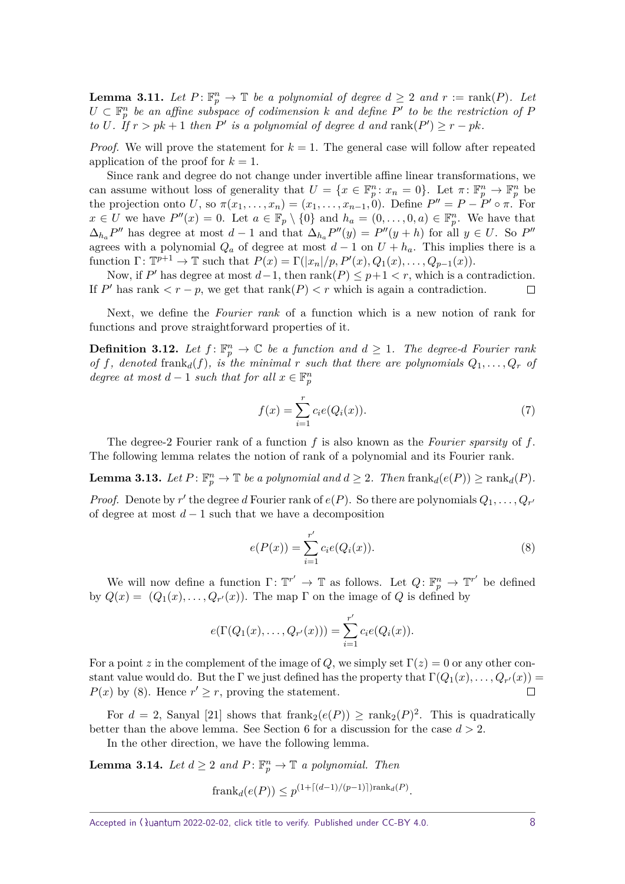**Lemma 3.11.** *Let $P\colon \mathbb{F}_p^n \to \mathbb{T}$ be a polynomial of degree $d \geq 2$ and $r := \operatorname{rank}(P)$. Let $U \subset \mathbb{F}_p^n$ be an affine subspace of codimension $k$ and define $P'$ to be the restriction of $P$ to $U$. If $r > pk + 1$ then $P'$ is a polynomial of degree $d$ and $\operatorname{rank}(P') \geq r - pk$.*

*Proof.* We will prove the statement for $k = 1$. The general case will follow after repeated application of the proof for $k = 1$.

Since rank and degree do not change under invertible affine linear transformations, we can assume without loss of generality that $U = \{x \in \mathbb{F}_p^n : x_n = 0\}$. Let $\pi\colon \mathbb{F}_p^n \to \mathbb{F}_p^n$ be the projection onto $U$, so $\pi(x_1, \dots, x_n) = (x_1, \dots, x_{n-1}, 0)$. Define $P'' = P - P' \circ \pi$. For $x \in U$ we have $P''(x) = 0$. Let $a \in \mathbb{F}_p \setminus \{0\}$ and $h_a = (0, \dots, 0, a) \in \mathbb{F}_p^n$. We have that $\Delta_{h_a} P''$ has degree at most $d - 1$ and that $\Delta_{h_a} P''(y) = P''(y + h)$ for all $y \in U$. So $P''$ agrees with a polynomial $Q_a$ of degree at most $d - 1$ on $U + h_a$. This implies there is a function $\Gamma\colon \mathbb{T}^{p+1} \to \mathbb{T}$ such that $P(x) = \Gamma(|x_n|/p, P'(x), Q_1(x), \dots, Q_{p-1}(x))$.

Now, if $P'$ has degree at most $d-1$, then $\operatorname{rank}(P) \leq p+1 < r$, which is a contradiction. If $P'$ has rank $< r - p$, we get that $\operatorname{rank}(P) < r$ which is again a contradiction. $\square$

Next, we define the *Fourier rank* of a function which is a new notion of rank for functions and prove straightforward properties of it.

**Definition 3.12.** *Let $f\colon \mathbb{F}_p^n \to \mathbb{C}$ be a function and $d \geq 1$. The degree-$d$ Fourier rank of $f$, denoted $\operatorname{frank}_d(f)$, is the minimal $r$ such that there are polynomials $Q_1, \dots, Q_r$ of degree at most $d - 1$ such that for all $x \in \mathbb{F}_p^n$*

$$f(x) = \sum_{i=1}^{r} c_i e(Q_i(x)). \tag{7}$$

The degree-2 Fourier rank of a function $f$ is also known as the *Fourier sparsity* of $f$. The following lemma relates the notion of rank of a polynomial and its Fourier rank.

**Lemma 3.13.** *Let $P\colon \mathbb{F}_p^n \to \mathbb{T}$ be a polynomial and $d \geq 2$. Then $\operatorname{frank}_d(e(P)) \geq \operatorname{rank}_d(P)$.*

*Proof.* Denote by $r'$ the degree $d$ Fourier rank of $e(P)$. So there are polynomials $Q_1, \dots, Q_{r'}$ of degree at most $d - 1$ such that we have a decomposition

$$e(P(x)) = \sum_{i=1}^{r'} c_i e(Q_i(x)). \tag{8}$$

We will now define a function $\Gamma\colon \mathbb{T}^{r'} \to \mathbb{T}$ as follows. Let $Q\colon \mathbb{F}_p^n \to \mathbb{T}^{r'}$ be defined by $Q(x) = (Q_1(x), \dots, Q_{r'}(x))$. The map $\Gamma$ on the image of $Q$ is defined by

$$e(\Gamma(Q_1(x), \dots, Q_{r'}(x))) = \sum_{i=1}^{r'} c_i e(Q_i(x)).$$

For a point $z$ in the complement of the image of $Q$, we simply set $\Gamma(z) = 0$ or any other constant value would do. But the $\Gamma$ we just defined has the property that $\Gamma(Q_1(x), \dots, Q_{r'}(x)) = P(x)$ by (8). Hence $r' \geq r$, proving the statement. $\square$

For $d = 2$, Sanyal [21] shows that $\operatorname{frank}_2(e(P)) \geq \operatorname{rank}_2(P)^2$. This is quadratically better than the above lemma. See Section 6 for a discussion for the case $d > 2$.

In the other direction, we have the following lemma.

**Lemma 3.14.** *Let $d \geq 2$ and $P\colon \mathbb{F}_p^n \to \mathbb{T}$ a polynomial. Then*

$$\operatorname{frank}_d(e(P)) \leq p^{(1+\lceil (d-1)/(p-1) \rceil)\operatorname{rank}_d(P)}.$$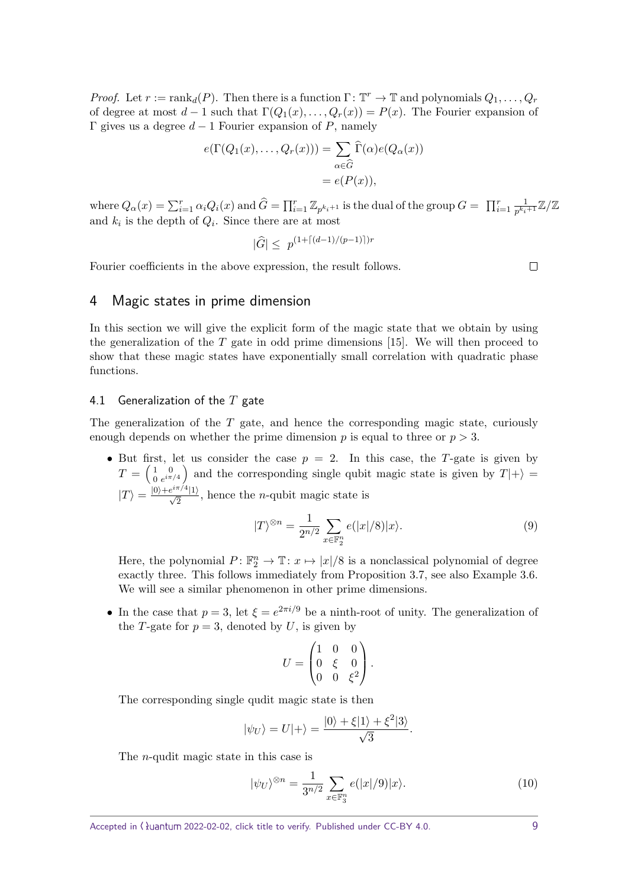*Proof.* Let $r := \mathrm{rank}_d(P)$. Then there is a function $\Gamma\colon \mathbb{T}^r \to \mathbb{T}$ and polynomials $Q_1, \ldots, Q_r$ of degree at most $d-1$ such that $\Gamma(Q_1(x), \ldots, Q_r(x)) = P(x)$. The Fourier expansion of $\Gamma$ gives us a degree $d-1$ Fourier expansion of $P$, namely

$$
\begin{aligned}
e(\Gamma(Q_1(x), \ldots, Q_r(x))) &= \sum_{\alpha \in \widehat{G}} \widehat{\Gamma}(\alpha) e(Q_\alpha(x)) \\
&= e(P(x)),
\end{aligned}
$$

where $Q_\alpha(x) = \sum_{i=1}^r \alpha_i Q_i(x)$ and $\widehat{G} = \prod_{i=1}^r \mathbb{Z}_{p^{k_i+1}}$ is the dual of the group $G = \prod_{i=1}^r \frac{1}{p^{k_i+1}}\mathbb{Z}/\mathbb{Z}$ and $k_i$ is the depth of $Q_i$. Since there are at most

$$
|\widehat{G}| \leq p^{(1+\lceil (d-1)/(p-1) \rceil)r}
$$

Fourier coefficients in the above expression, the result follows. ◻

## 4 Magic states in prime dimension

In this section we will give the explicit form of the magic state that we obtain by using the generalization of the $T$ gate in odd prime dimensions [15]. We will then proceed to show that these magic states have exponentially small correlation with quadratic phase functions.

### 4.1 Generalization of the $T$ gate

The generalization of the $T$ gate, and hence the corresponding magic state, curiously enough depends on whether the prime dimension $p$ is equal to three or $p > 3$.

- But first, let us consider the case $p = 2$. In this case, the $T$-gate is given by $T = \begin{pmatrix} 1 & 0 \\ 0 & e^{i\pi/4} \end{pmatrix}$ and the corresponding single qubit magic state is given by $T|+\rangle = |T\rangle = \frac{|0\rangle + e^{i\pi/4}|1\rangle}{\sqrt{2}}$, hence the $n$-qubit magic state is

$$
|T\rangle^{\otimes n} = \frac{1}{2^{n/2}} \sum_{x \in \mathbb{F}_2^n} e(|x|/8)|x\rangle. \tag{9}
$$

  Here, the polynomial $P\colon \mathbb{F}_2^n \to \mathbb{T}\colon x \mapsto |x|/8$ is a nonclassical polynomial of degree exactly three. This follows immediately from Proposition 3.7, see also Example 3.6. We will see a similar phenomenon in other prime dimensions.

- In the case that $p = 3$, let $\xi = e^{2\pi i/9}$ be a ninth-root of unity. The generalization of the $T$-gate for $p = 3$, denoted by $U$, is given by

$$
U = \begin{pmatrix} 1 & 0 & 0 \\ 0 & \xi & 0 \\ 0 & 0 & \xi^2 \end{pmatrix}.
$$

  The corresponding single qudit magic state is then

$$
|\psi_U\rangle = U|+\rangle = \frac{|0\rangle + \xi|1\rangle + \xi^2|3\rangle}{\sqrt{3}}.
$$

  The $n$-qudit magic state in this case is

$$
|\psi_U\rangle^{\otimes n} = \frac{1}{3^{n/2}} \sum_{x \in \mathbb{F}_3^n} e(|x|/9)|x\rangle. \tag{10}
$$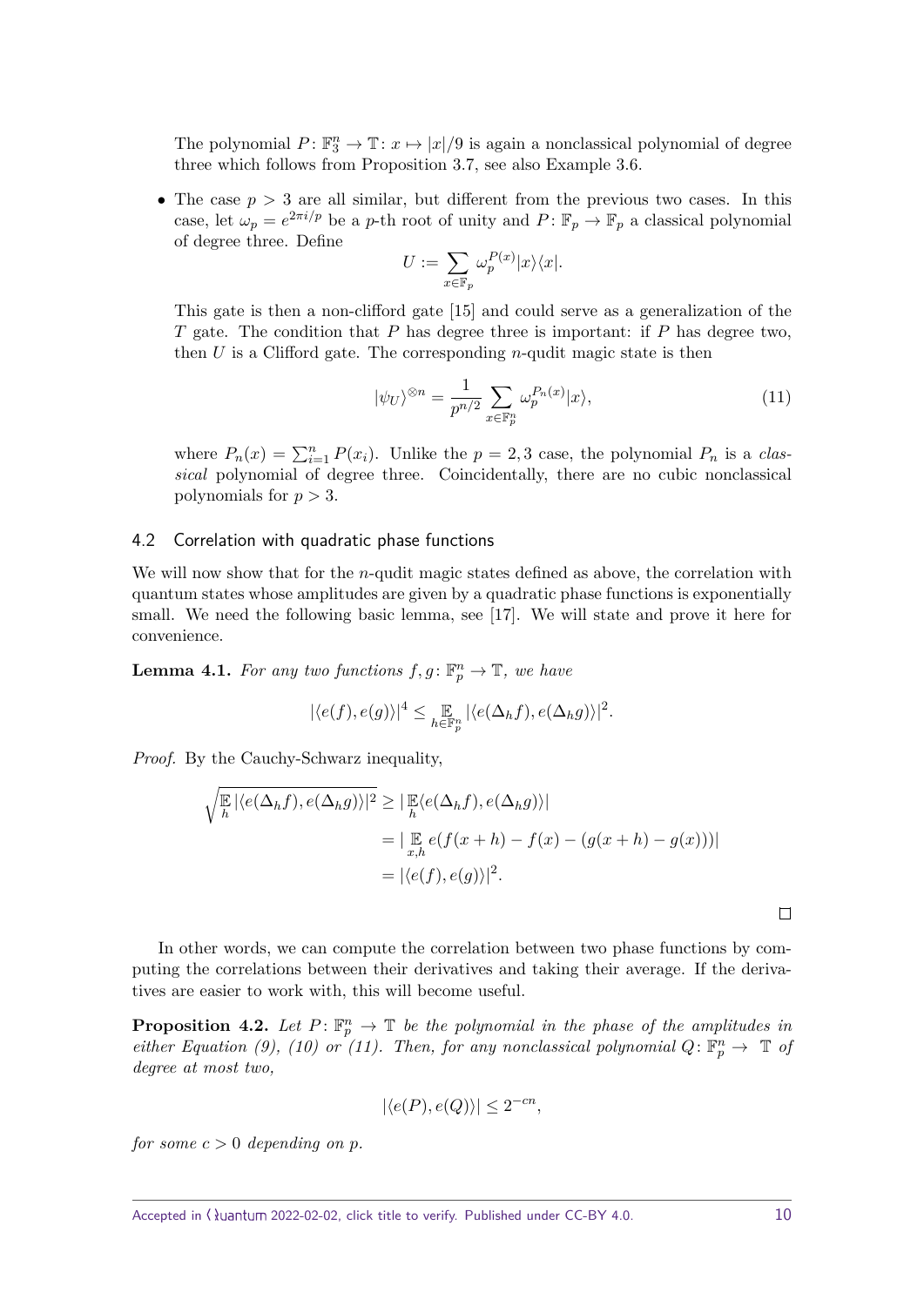The polynomial $P\colon \mathbb{F}_3^n \to \mathbb{T}\colon x \mapsto |x|/9$ is again a nonclassical polynomial of degree three which follows from Proposition 3.7, see also Example 3.6.

- The case $p > 3$ are all similar, but different from the previous two cases. In this case, let $\omega_p = e^{2\pi i/p}$ be a $p$-th root of unity and $P\colon \mathbb{F}_p \to \mathbb{F}_p$ a classical polynomial of degree three. Define

$$U := \sum_{x \in \mathbb{F}_p} \omega_p^{P(x)} |x\rangle\langle x|.$$

This gate is then a non-clifford gate [15] and could serve as a generalization of the $T$ gate. The condition that $P$ has degree three is important: if $P$ has degree two, then $U$ is a Clifford gate. The corresponding $n$-qudit magic state is then

$$|\psi_U\rangle^{\otimes n} = \frac{1}{p^{n/2}} \sum_{x \in \mathbb{F}_p^n} \omega_p^{P_n(x)} |x\rangle, \tag{11}$$

where $P_n(x) = \sum_{i=1}^n P(x_i)$. Unlike the $p = 2, 3$ case, the polynomial $P_n$ is a *classical* polynomial of degree three. Coincidentally, there are no cubic nonclassical polynomials for $p > 3$.

## 4.2 Correlation with quadratic phase functions

We will now show that for the $n$-qudit magic states defined as above, the correlation with quantum states whose amplitudes are given by a quadratic phase functions is exponentially small. We need the following basic lemma, see [17]. We will state and prove it here for convenience.

**Lemma 4.1.** *For any two functions $f, g\colon \mathbb{F}_p^n \to \mathbb{T}$, we have*

$$|\langle e(f), e(g)\rangle|^4 \leq \mathop{\mathbb{E}}_{h \in \mathbb{F}_p^n} |\langle e(\Delta_h f), e(\Delta_h g)\rangle|^2.$$

*Proof.* By the Cauchy-Schwarz inequality,

$$\begin{aligned}
\sqrt{\mathop{\mathbb{E}}_h |\langle e(\Delta_h f), e(\Delta_h g)\rangle|^2} &\geq |\mathop{\mathbb{E}}_h \langle e(\Delta_h f), e(\Delta_h g)\rangle| \\
&= |\mathop{\mathbb{E}}_{x,h} e(f(x+h) - f(x) - (g(x+h) - g(x)))| \\
&= |\langle e(f), e(g)\rangle|^2.
\end{aligned}$$

$\square$

In other words, we can compute the correlation between two phase functions by computing the correlations between their derivatives and taking their average. If the derivatives are easier to work with, this will become useful.

**Proposition 4.2.** *Let $P\colon \mathbb{F}_p^n \to \mathbb{T}$ be the polynomial in the phase of the amplitudes in either Equation (9), (10) or (11). Then, for any nonclassical polynomial $Q\colon \mathbb{F}_p^n \to \mathbb{T}$ of degree at most two,*

$$|\langle e(P), e(Q)\rangle| \leq 2^{-cn},$$

*for some $c > 0$ depending on $p$.*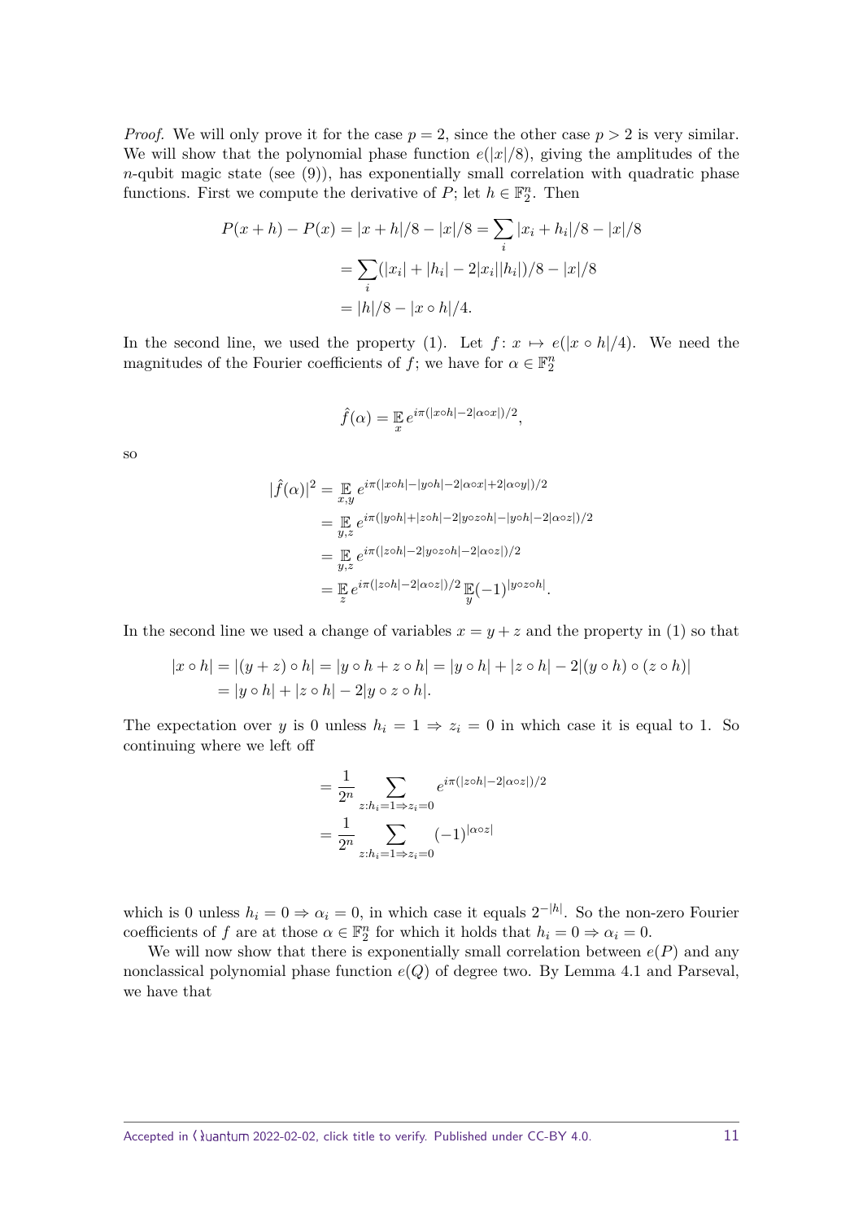*Proof.* We will only prove it for the case $p = 2$, since the other case $p > 2$ is very similar. We will show that the polynomial phase function $e(|x|/8)$, giving the amplitudes of the $n$-qubit magic state (see (9)), has exponentially small correlation with quadratic phase functions. First we compute the derivative of $P$; let $h \in \mathbb{F}_2^n$. Then

$$
\begin{aligned}
P(x+h) - P(x) &= |x+h|/8 - |x|/8 = \sum_i |x_i + h_i|/8 - |x|/8 \\
&= \sum_i (|x_i| + |h_i| - 2|x_i||h_i|)/8 - |x|/8 \\
&= |h|/8 - |x \circ h|/4.
\end{aligned}
$$

In the second line, we used the property (1). Let $f\colon x \mapsto e(|x \circ h|/4)$. We need the magnitudes of the Fourier coefficients of $f$; we have for $\alpha \in \mathbb{F}_2^n$

$$
\hat{f}(\alpha) = \mathop{\mathbb{E}}_x e^{i\pi(|x \circ h| - 2|\alpha \circ x|)/2},
$$

so

$$
\begin{aligned}
|\hat{f}(\alpha)|^2 &= \mathop{\mathbb{E}}_{x,y} e^{i\pi(|x\circ h| - |y \circ h| - 2|\alpha \circ x| + 2|\alpha \circ y|)/2} \\
&= \mathop{\mathbb{E}}_{y,z} e^{i\pi(|y \circ h| + |z \circ h| - 2|y \circ z \circ h| - |y \circ h| - 2|\alpha \circ z|)/2} \\
&= \mathop{\mathbb{E}}_{y,z} e^{i\pi(|z \circ h| - 2|y \circ z \circ h| - 2|\alpha \circ z|)/2} \\
&= \mathop{\mathbb{E}}_{z} e^{i\pi(|z \circ h| - 2|\alpha \circ z|)/2} \mathop{\mathbb{E}}_{y} (-1)^{|y \circ z \circ h|}.
\end{aligned}
$$

In the second line we used a change of variables $x = y + z$ and the property in (1) so that

$$
\begin{aligned}
|x \circ h| = |(y+z) \circ h| &= |y \circ h + z \circ h| = |y \circ h| + |z \circ h| - 2|(y \circ h) \circ (z \circ h)| \\
&= |y \circ h| + |z \circ h| - 2|y \circ z \circ h|.
\end{aligned}
$$

The expectation over $y$ is 0 unless $h_i = 1 \Rightarrow z_i = 0$ in which case it is equal to 1. So continuing where we left off

$$
\begin{aligned}
&= \frac{1}{2^n} \sum_{z : h_i = 1 \Rightarrow z_i = 0} e^{i\pi(|z \circ h| - 2|\alpha \circ z|)/2} \\
&= \frac{1}{2^n} \sum_{z : h_i = 1 \Rightarrow z_i = 0} (-1)^{|\alpha \circ z|}
\end{aligned}
$$

which is 0 unless $h_i = 0 \Rightarrow \alpha_i = 0$, in which case it equals $2^{-|h|}$. So the non-zero Fourier coefficients of $f$ are at those $\alpha \in \mathbb{F}_2^n$ for which it holds that $h_i = 0 \Rightarrow \alpha_i = 0$.

We will now show that there is exponentially small correlation between $e(P)$ and any nonclassical polynomial phase function $e(Q)$ of degree two. By Lemma 4.1 and Parseval, we have that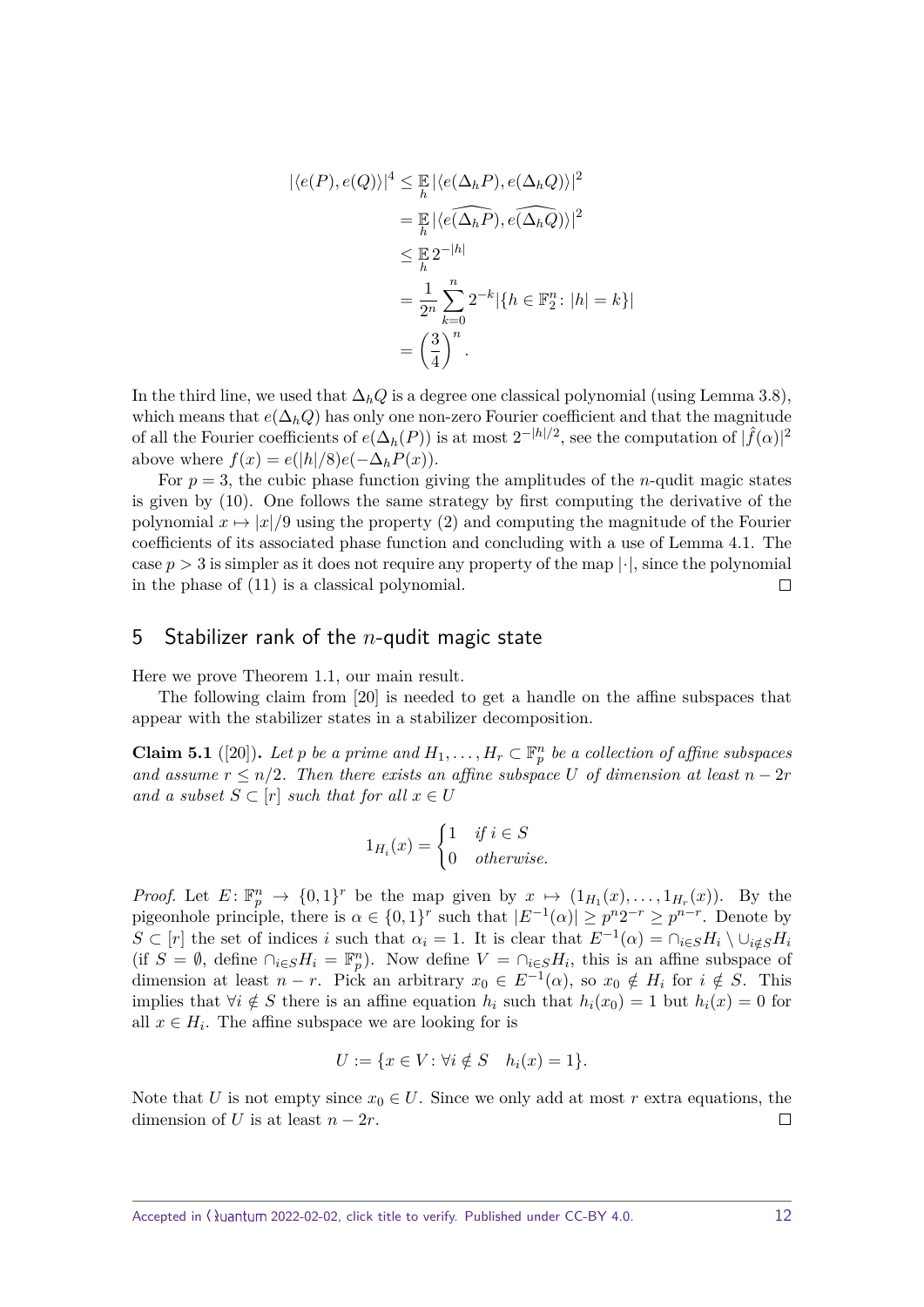$$
\begin{aligned}
|\langle e(P), e(Q)\rangle|^4 &\leq \mathop{\mathbb{E}}_h |\langle e(\Delta_h P), e(\Delta_h Q)\rangle|^2 \\
&= \mathop{\mathbb{E}}_h |\langle \widehat{e(\Delta_h P)}, \widehat{e(\Delta_h Q)}\rangle|^2 \\
&\leq \mathop{\mathbb{E}}_h 2^{-|h|} \\
&= \frac{1}{2^n}\sum_{k=0}^{n} 2^{-k}|\{h\in\mathbb{F}_2^n : |h| = k\}| \\
&= \left(\frac{3}{4}\right)^n.
\end{aligned}
$$

In the third line, we used that $\Delta_h Q$ is a degree one classical polynomial (using Lemma 3.8), which means that $e(\Delta_h Q)$ has only one non-zero Fourier coefficient and that the magnitude of all the Fourier coefficients of $e(\Delta_h(P))$ is at most $2^{-|h|/2}$, see the computation of $|\hat{f}(\alpha)|^2$ above where $f(x) = e(|h|/8)e(-\Delta_h P(x))$.

For $p = 3$, the cubic phase function giving the amplitudes of the $n$-qudit magic states is given by (10). One follows the same strategy by first computing the derivative of the polynomial $x \mapsto |x|/9$ using the property (2) and computing the magnitude of the Fourier coefficients of its associated phase function and concluding with a use of Lemma 4.1. The case $p > 3$ is simpler as it does not require any property of the map $|\cdot|$, since the polynomial in the phase of (11) is a classical polynomial. $\square$

## 5 Stabilizer rank of the $n$-qudit magic state

Here we prove Theorem 1.1, our main result.

The following claim from [20] is needed to get a handle on the affine subspaces that appear with the stabilizer states in a stabilizer decomposition.

**Claim 5.1** ([20])**.** *Let $p$ be a prime and $H_1, \ldots, H_r \subset \mathbb{F}_p^n$ be a collection of affine subspaces and assume $r \leq n/2$. Then there exists an affine subspace $U$ of dimension at least $n - 2r$ and a subset $S \subset [r]$ such that for all $x \in U$*

$$
1_{H_i}(x) = \begin{cases} 1 & \text{if } i \in S \\ 0 & \text{otherwise.} \end{cases}
$$

*Proof.* Let $E\colon \mathbb{F}_p^n \to \{0,1\}^r$ be the map given by $x \mapsto (1_{H_1}(x), \ldots, 1_{H_r}(x))$. By the pigeonhole principle, there is $\alpha \in \{0,1\}^r$ such that $|E^{-1}(\alpha)| \geq p^n 2^{-r} \geq p^{n-r}$. Denote by $S \subset [r]$ the set of indices $i$ such that $\alpha_i = 1$. It is clear that $E^{-1}(\alpha) = \cap_{i\in S} H_i \setminus \cup_{i\notin S} H_i$ (if $S = \emptyset$, define $\cap_{i\in S} H_i = \mathbb{F}_p^n$). Now define $V = \cap_{i\in S} H_i$, this is an affine subspace of dimension at least $n - r$. Pick an arbitrary $x_0 \in E^{-1}(\alpha)$, so $x_0 \notin H_i$ for $i \notin S$. This implies that $\forall i \notin S$ there is an affine equation $h_i$ such that $h_i(x_0) = 1$ but $h_i(x) = 0$ for all $x \in H_i$. The affine subspace we are looking for is

$$
U := \{x \in V : \forall i \notin S \quad h_i(x) = 1\}.
$$

Note that $U$ is not empty since $x_0 \in U$. Since we only add at most $r$ extra equations, the dimension of $U$ is at least $n - 2r$. $\square$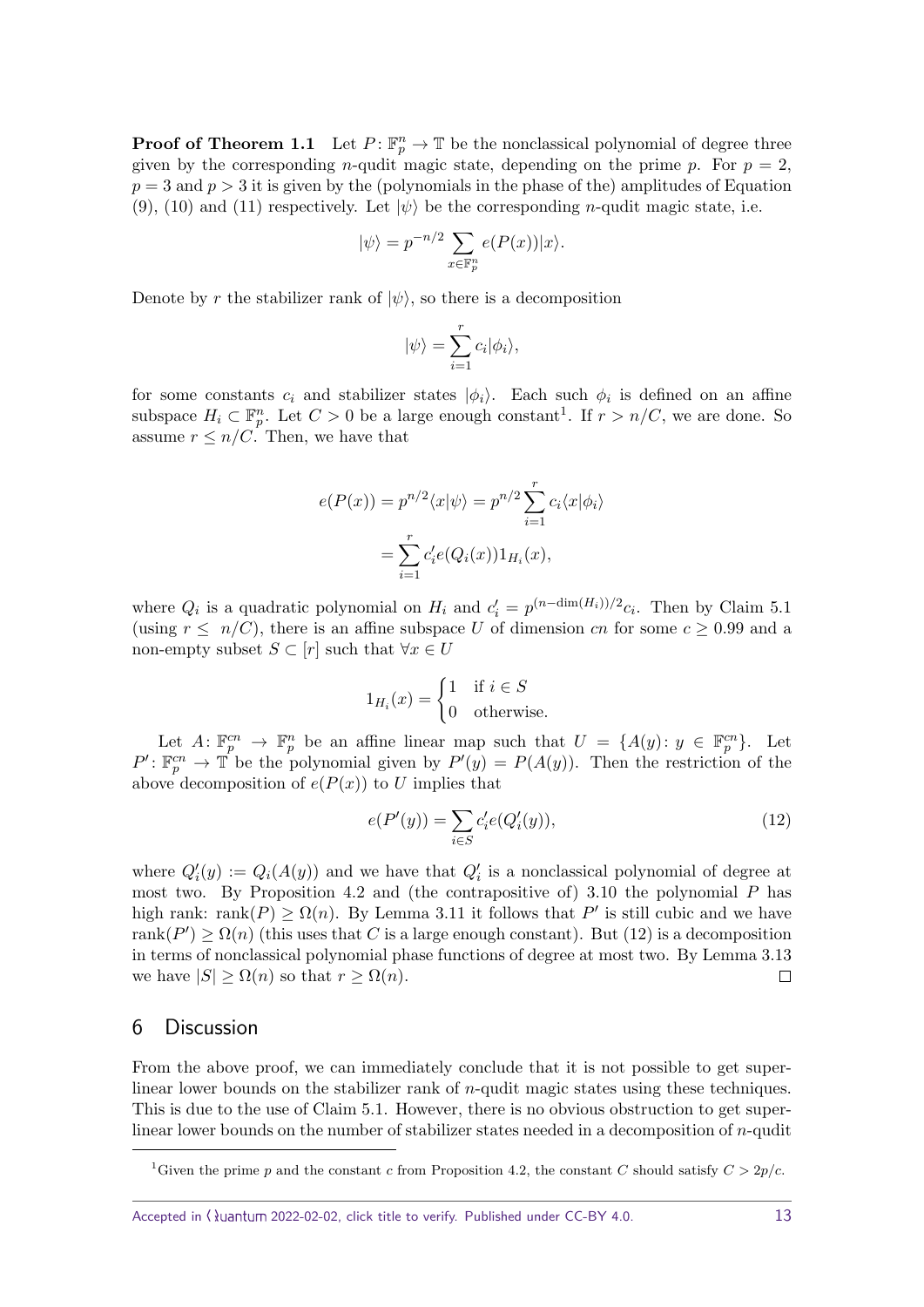**Proof of Theorem 1.1** Let $P\colon \mathbb{F}_p^n \to \mathbb{T}$ be the nonclassical polynomial of degree three given by the corresponding $n$-qudit magic state, depending on the prime $p$. For $p = 2$, $p = 3$ and $p > 3$ it is given by the (polynomials in the phase of the) amplitudes of Equation (9), (10) and (11) respectively. Let $|\psi\rangle$ be the corresponding $n$-qudit magic state, i.e.

$$|\psi\rangle = p^{-n/2} \sum_{x \in \mathbb{F}_p^n} e(P(x))|x\rangle.$$

Denote by $r$ the stabilizer rank of $|\psi\rangle$, so there is a decomposition

$$|\psi\rangle = \sum_{i=1}^{r} c_i |\phi_i\rangle,$$

for some constants $c_i$ and stabilizer states $|\phi_i\rangle$. Each such $\phi_i$ is defined on an affine subspace $H_i \subset \mathbb{F}_p^n$. Let $C > 0$ be a large enough constant[1]. If $r > n/C$, we are done. So assume $r \leq n/C$. Then, we have that

$$\begin{aligned} e(P(x)) &= p^{n/2}\langle x|\psi\rangle = p^{n/2}\sum_{i=1}^{r} c_i \langle x|\phi_i\rangle \\ &= \sum_{i=1}^{r} c_i' e(Q_i(x)) 1_{H_i}(x), \end{aligned}$$

where $Q_i$ is a quadratic polynomial on $H_i$ and $c_i' = p^{(n-\dim(H_i))/2} c_i$. Then by Claim 5.1 (using $r \leq n/C$), there is an affine subspace $U$ of dimension $cn$ for some $c \geq 0.99$ and a non-empty subset $S \subset [r]$ such that $\forall x \in U$

$$1_{H_i}(x) = \begin{cases} 1 & \text{if } i \in S \\ 0 & \text{otherwise.} \end{cases}$$

Let $A\colon \mathbb{F}_p^{cn} \to \mathbb{F}_p^n$ be an affine linear map such that $U = \{A(y)\colon y \in \mathbb{F}_p^{cn}\}$. Let $P'\colon \mathbb{F}_p^{cn} \to \mathbb{T}$ be the polynomial given by $P'(y) = P(A(y))$. Then the restriction of the above decomposition of $e(P(x))$ to $U$ implies that

$$e(P'(y)) = \sum_{i \in S} c_i' e(Q_i'(y)), \tag{12}$$

where $Q_i'(y) := Q_i(A(y))$ and we have that $Q_i'$ is a nonclassical polynomial of degree at most two. By Proposition 4.2 and (the contrapositive of) 3.10 the polynomial $P$ has high rank: $\text{rank}(P) \geq \Omega(n)$. By Lemma 3.11 it follows that $P'$ is still cubic and we have $\text{rank}(P') \geq \Omega(n)$ (this uses that $C$ is a large enough constant). But (12) is a decomposition in terms of nonclassical polynomial phase functions of degree at most two. By Lemma 3.13 we have $|S| \geq \Omega(n)$ so that $r \geq \Omega(n)$. $\square$

## 6 Discussion

From the above proof, we can immediately conclude that it is not possible to get superlinear lower bounds on the stabilizer rank of $n$-qudit magic states using these techniques. This is due to the use of Claim 5.1. However, there is no obvious obstruction to get superlinear lower bounds on the number of stabilizer states needed in a decomposition of $n$-qudit

[1] Given the prime $p$ and the constant $c$ from Proposition 4.2, the constant $C$ should satisfy $C > 2p/c$.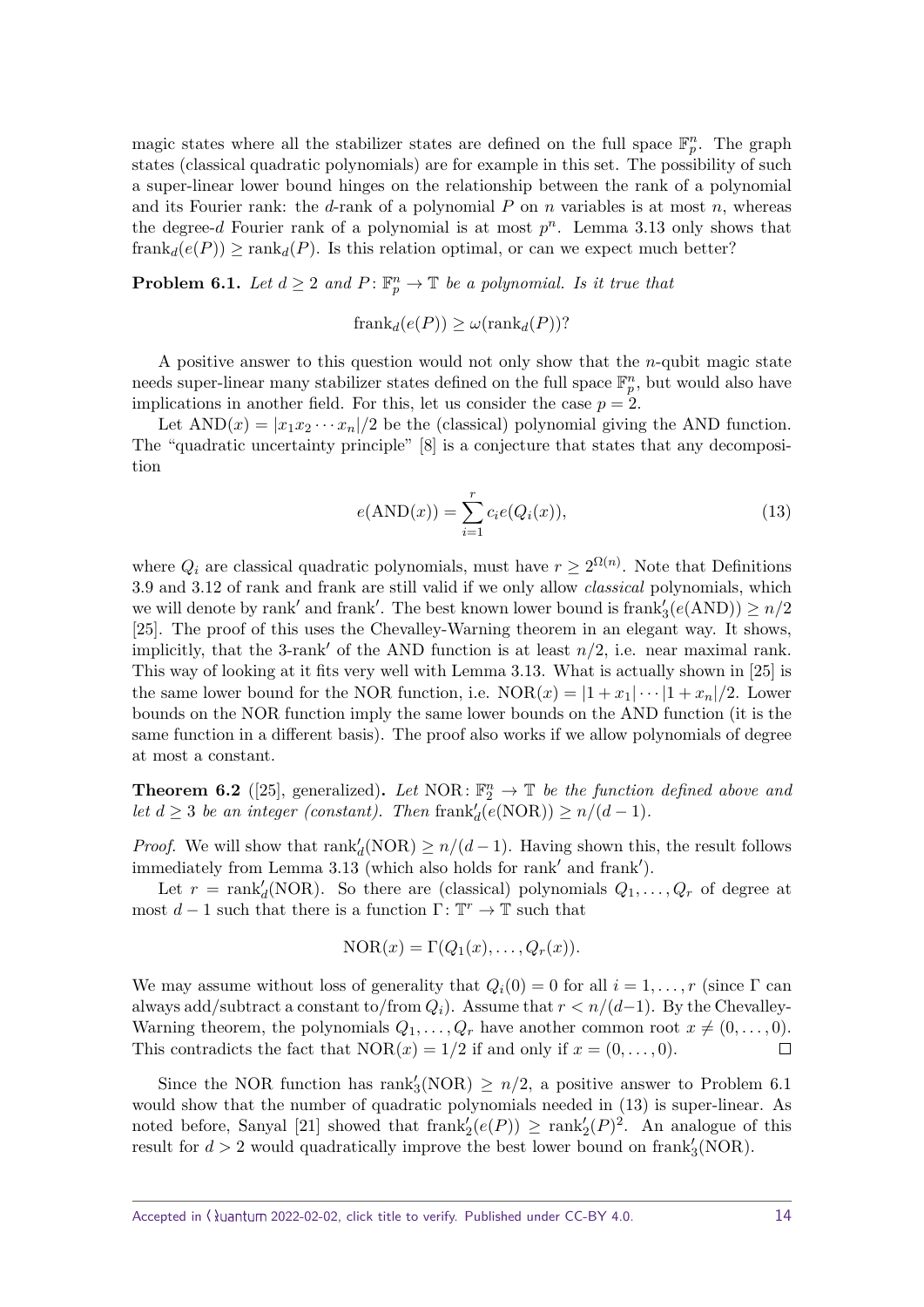magic states where all the stabilizer states are defined on the full space $\mathbb{F}_p^n$. The graph states (classical quadratic polynomials) are for example in this set. The possibility of such a super-linear lower bound hinges on the relationship between the rank of a polynomial and its Fourier rank: the $d$-rank of a polynomial $P$ on $n$ variables is at most $n$, whereas the degree-$d$ Fourier rank of a polynomial is at most $p^n$. Lemma 3.13 only shows that $\mathrm{frank}_d(e(P)) \geq \mathrm{rank}_d(P)$. Is this relation optimal, or can we expect much better?

**Problem 6.1.** *Let $d \geq 2$ and $P\colon \mathbb{F}_p^n \to \mathbb{T}$ be a polynomial. Is it true that*

$$\mathrm{frank}_d(e(P)) \geq \omega(\mathrm{rank}_d(P))?$$

A positive answer to this question would not only show that the $n$-qubit magic state needs super-linear many stabilizer states defined on the full space $\mathbb{F}_p^n$, but would also have implications in another field. For this, let us consider the case $p = 2$.

Let $\mathrm{AND}(x) = |x_1 x_2 \cdots x_n|/2$ be the (classical) polynomial giving the AND function. The "quadratic uncertainty principle" [8] is a conjecture that states that any decomposition

$$e(\mathrm{AND}(x)) = \sum_{i=1}^{r} c_i e(Q_i(x)), \tag{13}$$

where $Q_i$ are classical quadratic polynomials, must have $r \geq 2^{\Omega(n)}$. Note that Definitions 3.9 and 3.12 of rank and frank are still valid if we only allow *classical* polynomials, which we will denote by rank$'$ and frank$'$. The best known lower bound is $\mathrm{frank}_3'(e(\mathrm{AND})) \geq n/2$ [25]. The proof of this uses the Chevalley-Warning theorem in an elegant way. It shows, implicitly, that the 3-rank$'$ of the AND function is at least $n/2$, i.e. near maximal rank. This way of looking at it fits very well with Lemma 3.13. What is actually shown in [25] is the same lower bound for the NOR function, i.e. $\mathrm{NOR}(x) = |1 + x_1| \cdots |1 + x_n|/2$. Lower bounds on the NOR function imply the same lower bounds on the AND function (it is the same function in a different basis). The proof also works if we allow polynomials of degree at most a constant.

**Theorem 6.2** ([25], generalized)**.** *Let $\mathrm{NOR}\colon \mathbb{F}_2^n \to \mathbb{T}$ be the function defined above and let $d \geq 3$ be an integer (constant). Then $\mathrm{frank}_d'(e(\mathrm{NOR})) \geq n/(d-1)$.*

*Proof.* We will show that $\mathrm{rank}_d'(\mathrm{NOR}) \geq n/(d-1)$. Having shown this, the result follows immediately from Lemma 3.13 (which also holds for rank$'$ and frank$'$).

Let $r = \mathrm{rank}_d'(\mathrm{NOR})$. So there are (classical) polynomials $Q_1, \ldots, Q_r$ of degree at most $d-1$ such that there is a function $\Gamma\colon \mathbb{T}^r \to \mathbb{T}$ such that

$$\mathrm{NOR}(x) = \Gamma(Q_1(x), \ldots, Q_r(x)).$$

We may assume without loss of generality that $Q_i(0) = 0$ for all $i = 1, \ldots, r$ (since $\Gamma$ can always add/subtract a constant to/from $Q_i$). Assume that $r < n/(d-1)$. By the Chevalley-Warning theorem, the polynomials $Q_1, \ldots, Q_r$ have another common root $x \neq (0, \ldots, 0)$. This contradicts the fact that $\mathrm{NOR}(x) = 1/2$ if and only if $x = (0, \ldots, 0)$. $\square$

Since the NOR function has $\mathrm{rank}_3'(\mathrm{NOR}) \geq n/2$, a positive answer to Problem 6.1 would show that the number of quadratic polynomials needed in (13) is super-linear. As noted before, Sanyal [21] showed that $\mathrm{frank}_2'(e(P)) \geq \mathrm{rank}_2'(P)^2$. An analogue of this result for $d > 2$ would quadratically improve the best lower bound on $\mathrm{frank}_3'(\mathrm{NOR})$.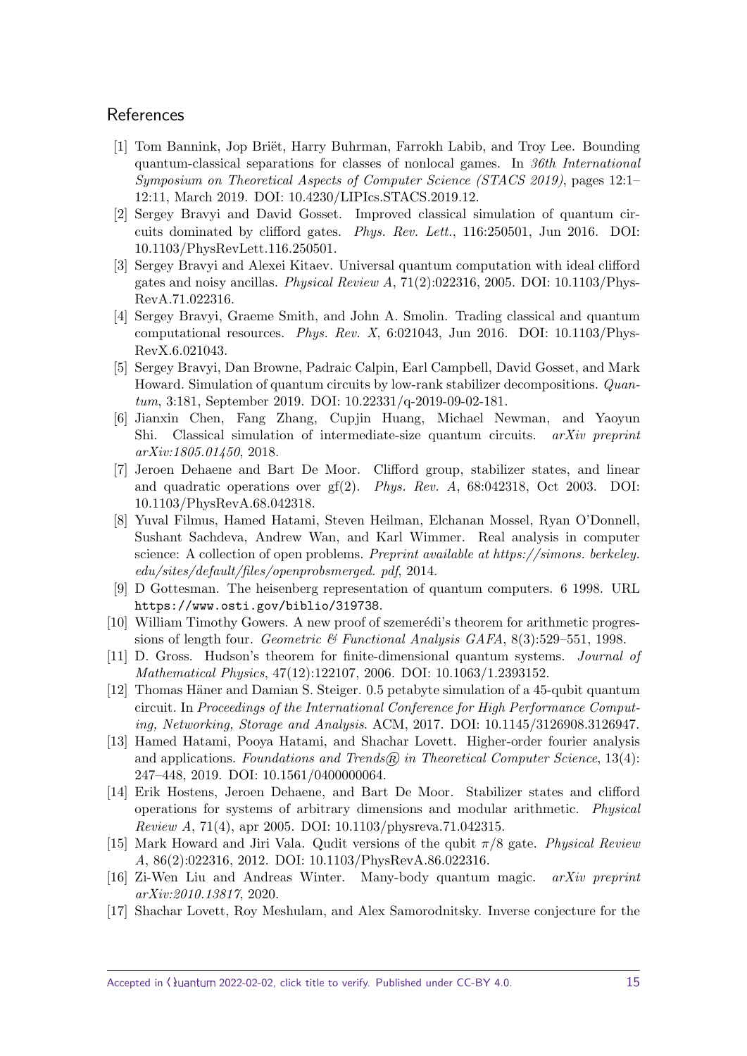## References

[1] Tom Bannink, Jop Briët, Harry Buhrman, Farrokh Labib, and Troy Lee. Bounding quantum-classical separations for classes of nonlocal games. In *36th International Symposium on Theoretical Aspects of Computer Science (STACS 2019)*, pages 12:1–12:11, March 2019. DOI: 10.4230/LIPIcs.STACS.2019.12.

[2] Sergey Bravyi and David Gosset. Improved classical simulation of quantum circuits dominated by clifford gates. *Phys. Rev. Lett.*, 116:250501, Jun 2016. DOI: 10.1103/PhysRevLett.116.250501.

[3] Sergey Bravyi and Alexei Kitaev. Universal quantum computation with ideal clifford gates and noisy ancillas. *Physical Review A*, 71(2):022316, 2005. DOI: 10.1103/PhysRevA.71.022316.

[4] Sergey Bravyi, Graeme Smith, and John A. Smolin. Trading classical and quantum computational resources. *Phys. Rev. X*, 6:021043, Jun 2016. DOI: 10.1103/PhysRevX.6.021043.

[5] Sergey Bravyi, Dan Browne, Padraic Calpin, Earl Campbell, David Gosset, and Mark Howard. Simulation of quantum circuits by low-rank stabilizer decompositions. *Quantum*, 3:181, September 2019. DOI: 10.22331/q-2019-09-02-181.

[6] Jianxin Chen, Fang Zhang, Cupjin Huang, Michael Newman, and Yaoyun Shi. Classical simulation of intermediate-size quantum circuits. *arXiv preprint arXiv:1805.01450*, 2018.

[7] Jeroen Dehaene and Bart De Moor. Clifford group, stabilizer states, and linear and quadratic operations over gf(2). *Phys. Rev. A*, 68:042318, Oct 2003. DOI: 10.1103/PhysRevA.68.042318.

[8] Yuval Filmus, Hamed Hatami, Steven Heilman, Elchanan Mossel, Ryan O'Donnell, Sushant Sachdeva, Andrew Wan, and Karl Wimmer. Real analysis in computer science: A collection of open problems. *Preprint available at https://simons. berkeley. edu/sites/default/files/openprobsmerged. pdf*, 2014.

[9] D Gottesman. The heisenberg representation of quantum computers. 6 1998. URL https://www.osti.gov/biblio/319738.

[10] William Timothy Gowers. A new proof of szemerédi's theorem for arithmetic progressions of length four. *Geometric & Functional Analysis GAFA*, 8(3):529–551, 1998.

[11] D. Gross. Hudson's theorem for finite-dimensional quantum systems. *Journal of Mathematical Physics*, 47(12):122107, 2006. DOI: 10.1063/1.2393152.

[12] Thomas Häner and Damian S. Steiger. 0.5 petabyte simulation of a 45-qubit quantum circuit. In *Proceedings of the International Conference for High Performance Computing, Networking, Storage and Analysis*. ACM, 2017. DOI: 10.1145/3126908.3126947.

[13] Hamed Hatami, Pooya Hatami, and Shachar Lovett. Higher-order fourier analysis and applications. *Foundations and Trends® in Theoretical Computer Science*, 13(4): 247–448, 2019. DOI: 10.1561/0400000064.

[14] Erik Hostens, Jeroen Dehaene, and Bart De Moor. Stabilizer states and clifford operations for systems of arbitrary dimensions and modular arithmetic. *Physical Review A*, 71(4), apr 2005. DOI: 10.1103/physreva.71.042315.

[15] Mark Howard and Jiri Vala. Qudit versions of the qubit $\pi/8$ gate. *Physical Review A*, 86(2):022316, 2012. DOI: 10.1103/PhysRevA.86.022316.

[16] Zi-Wen Liu and Andreas Winter. Many-body quantum magic. *arXiv preprint arXiv:2010.13817*, 2020.

[17] Shachar Lovett, Roy Meshulam, and Alex Samorodnitsky. Inverse conjecture for the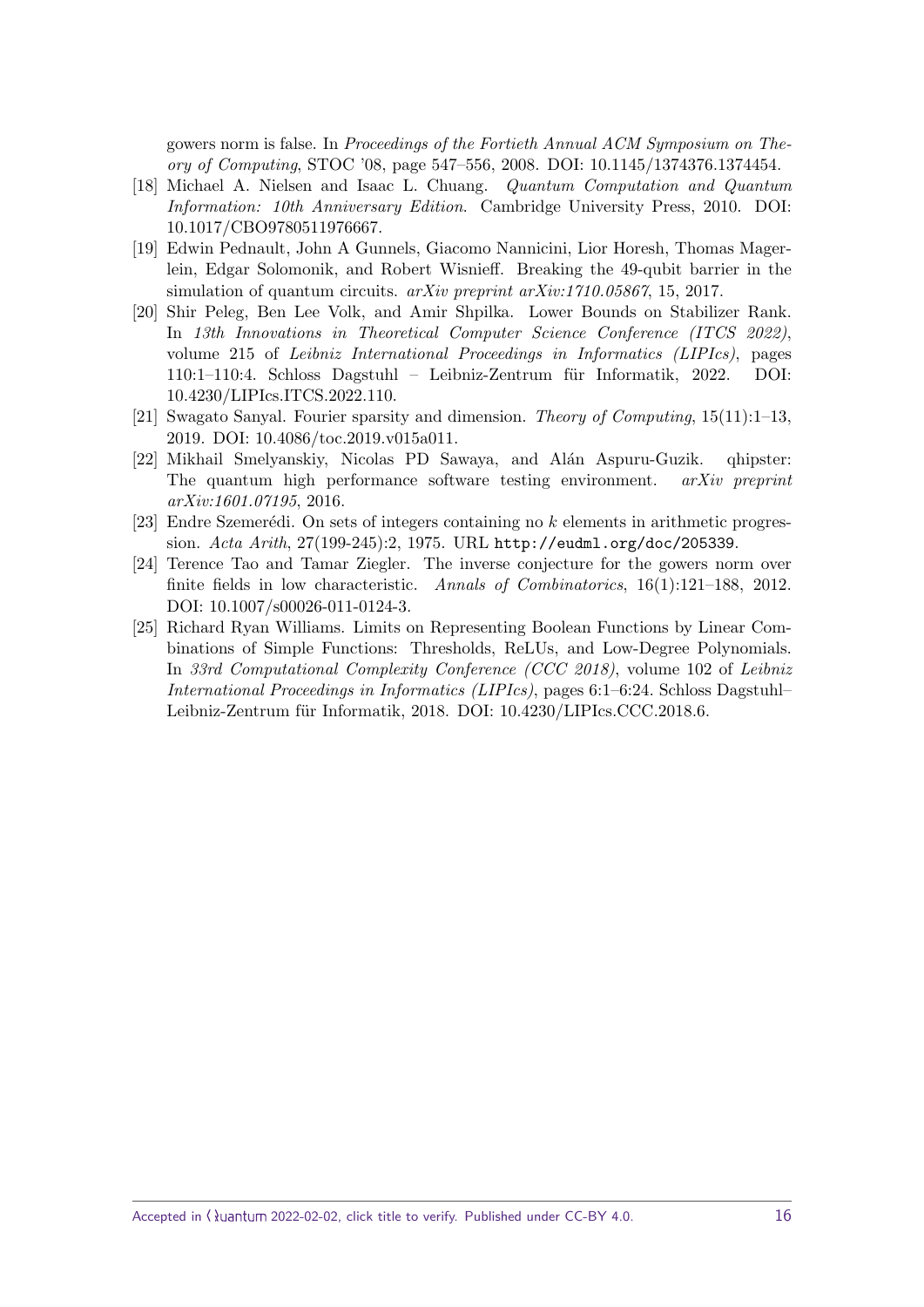gowers norm is false. In *Proceedings of the Fortieth Annual ACM Symposium on Theory of Computing*, STOC '08, page 547–556, 2008. DOI: 10.1145/1374376.1374454.

[18] Michael A. Nielsen and Isaac L. Chuang. *Quantum Computation and Quantum Information: 10th Anniversary Edition*. Cambridge University Press, 2010. DOI: 10.1017/CBO9780511976667.

[19] Edwin Pednault, John A Gunnels, Giacomo Nannicini, Lior Horesh, Thomas Magerlein, Edgar Solomonik, and Robert Wisnieff. Breaking the 49-qubit barrier in the simulation of quantum circuits. *arXiv preprint arXiv:1710.05867*, 15, 2017.

[20] Shir Peleg, Ben Lee Volk, and Amir Shpilka. Lower Bounds on Stabilizer Rank. In *13th Innovations in Theoretical Computer Science Conference (ITCS 2022)*, volume 215 of *Leibniz International Proceedings in Informatics (LIPIcs)*, pages 110:1–110:4. Schloss Dagstuhl – Leibniz-Zentrum für Informatik, 2022. DOI: 10.4230/LIPIcs.ITCS.2022.110.

[21] Swagato Sanyal. Fourier sparsity and dimension. *Theory of Computing*, 15(11):1–13, 2019. DOI: 10.4086/toc.2019.v015a011.

[22] Mikhail Smelyanskiy, Nicolas PD Sawaya, and Alán Aspuru-Guzik. qhipster: The quantum high performance software testing environment. *arXiv preprint arXiv:1601.07195*, 2016.

[23] Endre Szemerédi. On sets of integers containing no $k$ elements in arithmetic progression. *Acta Arith*, 27(199-245):2, 1975. URL `http://eudml.org/doc/205339`.

[24] Terence Tao and Tamar Ziegler. The inverse conjecture for the gowers norm over finite fields in low characteristic. *Annals of Combinatorics*, 16(1):121–188, 2012. DOI: 10.1007/s00026-011-0124-3.

[25] Richard Ryan Williams. Limits on Representing Boolean Functions by Linear Combinations of Simple Functions: Thresholds, ReLUs, and Low-Degree Polynomials. In *33rd Computational Complexity Conference (CCC 2018)*, volume 102 of *Leibniz International Proceedings in Informatics (LIPIcs)*, pages 6:1–6:24. Schloss Dagstuhl–Leibniz-Zentrum für Informatik, 2018. DOI: 10.4230/LIPIcs.CCC.2018.6.